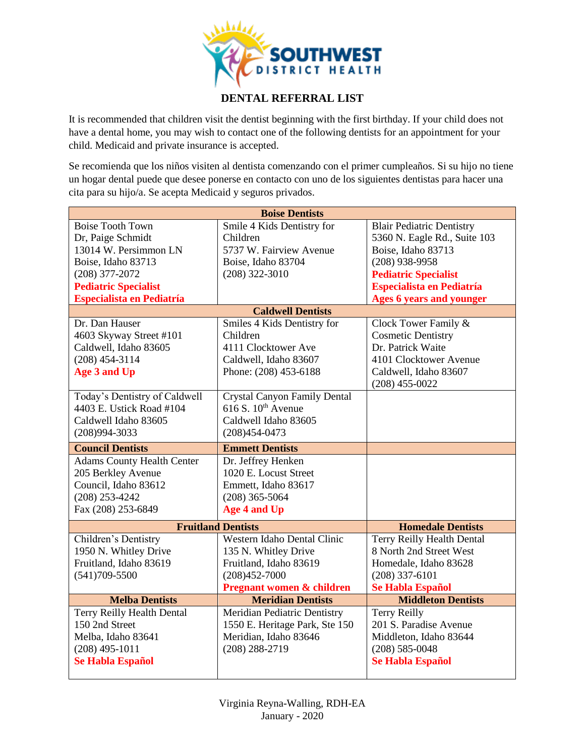SOUTHWEST DISTRICT HEALTH

# DENTAL REFERRAL LIST

It is recommended that children visit the dentist beginning with the first birthday. If your child does not have a dental home, you may wish to contact one of the following dentists for an appointment for your child. Medicaid and private insurance is accepted.

Se recomienda que los niños visiten al dentista comenzando con el primer cumpleaños. Si su hijo no tiene un hogar dental puede que desee ponerse en contacto con uno de los siguientes dentistas para hacer una cita para su hijo/a. Se acepta Medicaid y seguros privados.

| **Boise Dentists** | | |
|---|---|---|
| Boise Tooth Town<br>Dr, Paige Schmidt<br>13014 W. Persimmon LN<br>Boise, Idaho 83713<br>(208) 377-2072<br>**Pediatric Specialist**<br>**Especialista en Pediatría** | Smile 4 Kids Dentistry for Children<br>5737 W. Fairview Avenue<br>Boise, Idaho 83704<br>(208) 322-3010 | Blair Pediatric Dentistry<br>5360 N. Eagle Rd., Suite 103<br>Boise, Idaho 83713<br>(208) 938-9958<br>**Pediatric Specialist**<br>**Especialista en Pediatría**<br>**Ages 6 years and younger** |
| **Caldwell Dentists** | | |
| Dr. Dan Hauser<br>4603 Skyway Street #101<br>Caldwell, Idaho 83605<br>(208) 454-3114<br>**Age 3 and Up** | Smiles 4 Kids Dentistry for Children<br>4111 Clocktower Ave<br>Caldwell, Idaho 83607<br>Phone: (208) 453-6188 | Clock Tower Family & Cosmetic Dentistry<br>Dr. Patrick Waite<br>4101 Clocktower Avenue<br>Caldwell, Idaho 83607<br>(208) 455-0022 |
| Today's Dentistry of Caldwell<br>4403 E. Ustick Road #104<br>Caldwell Idaho 83605<br>(208)994-3033 | Crystal Canyon Family Dental<br>616 S. 10th Avenue<br>Caldwell Idaho 83605<br>(208)454-0473 | |
| **Council Dentists** | **Emmett Dentists** | |
| Adams County Health Center<br>205 Berkley Avenue<br>Council, Idaho 83612<br>(208) 253-4242<br>Fax (208) 253-6849 | Dr. Jeffrey Henken<br>1020 E. Locust Street<br>Emmett, Idaho 83617<br>(208) 365-5064<br>**Age 4 and Up** | |
| **Fruitland Dentists** | | **Homedale Dentists** |
| Children's Dentistry<br>1950 N. Whitley Drive<br>Fruitland, Idaho 83619<br>(541)709-5500 | Western Idaho Dental Clinic<br>135 N. Whitley Drive<br>Fruitland, Idaho 83619<br>(208)452-7000<br>**Pregnant women & children** | Terry Reilly Health Dental<br>8 North 2nd Street West<br>Homedale, Idaho 83628<br>(208) 337-6101<br>**Se Habla Español** |
| **Melba Dentists** | **Meridian Dentists** | **Middleton Dentists** |
| Terry Reilly Health Dental<br>150 2nd Street<br>Melba, Idaho 83641<br>(208) 495-1011<br>**Se Habla Español** | Meridian Pediatric Dentistry<br>1550 E. Heritage Park, Ste 150<br>Meridian, Idaho 83646<br>(208) 288-2719 | Terry Reilly<br>201 S. Paradise Avenue<br>Middleton, Idaho 83644<br>(208) 585-0048<br>**Se Habla Español** |

Virginia Reyna-Walling, RDH-EA
January - 2020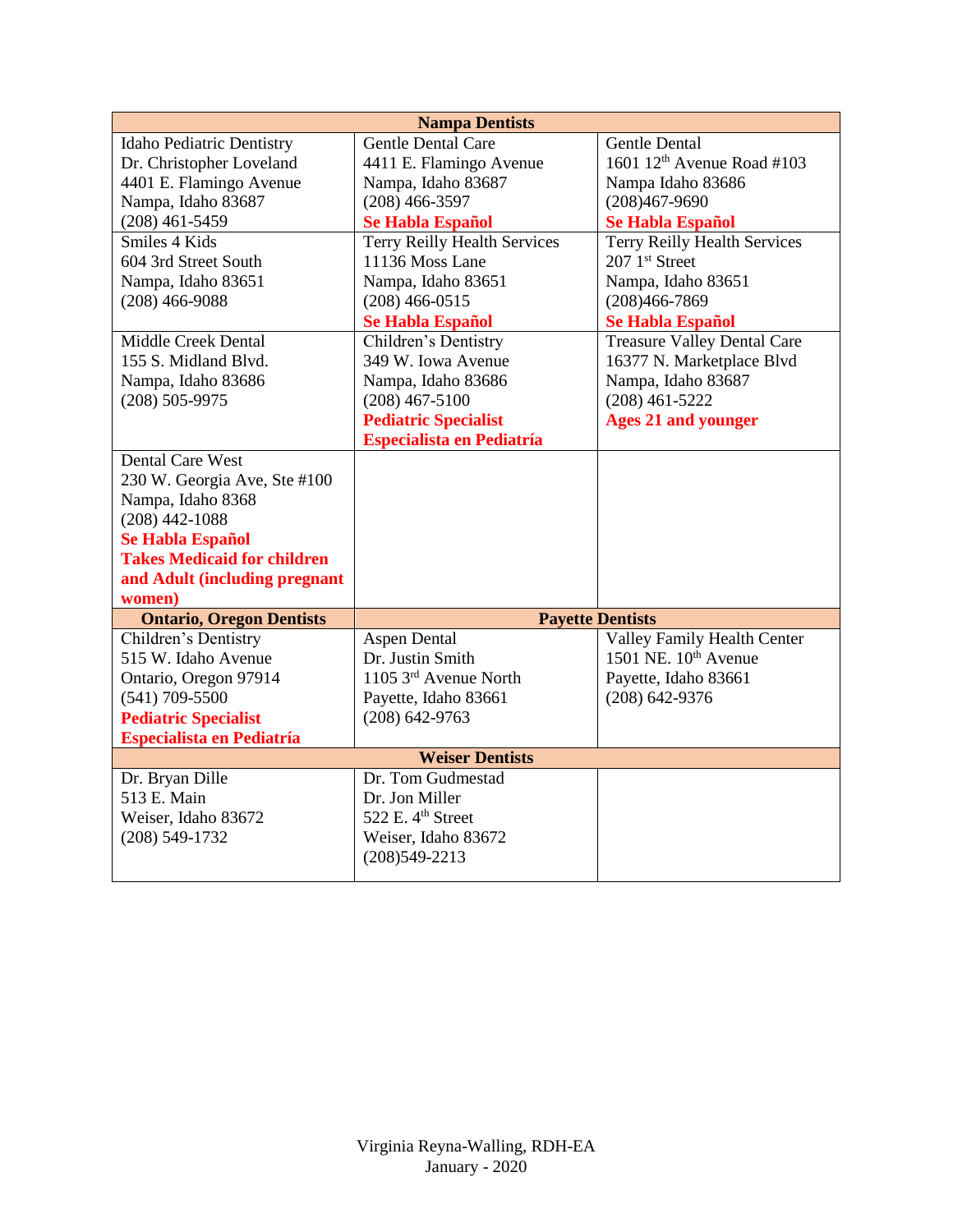| Nampa Dentists | | |
|---|---|---|
| Idaho Pediatric Dentistry<br>Dr. Christopher Loveland<br>4401 E. Flamingo Avenue<br>Nampa, Idaho 83687<br>(208) 461-5459 | Gentle Dental Care<br>4411 E. Flamingo Avenue<br>Nampa, Idaho 83687<br>(208) 466-3597<br>**Se Habla Español** | Gentle Dental<br>1601 12th Avenue Road #103<br>Nampa Idaho 83686<br>(208)467-9690<br>**Se Habla Español** |
| Smiles 4 Kids<br>604 3rd Street South<br>Nampa, Idaho 83651<br>(208) 466-9088 | Terry Reilly Health Services<br>11136 Moss Lane<br>Nampa, Idaho 83651<br>(208) 466-0515<br>**Se Habla Español** | Terry Reilly Health Services<br>207 1st Street<br>Nampa, Idaho 83651<br>(208)466-7869<br>**Se Habla Español** |
| Middle Creek Dental<br>155 S. Midland Blvd.<br>Nampa, Idaho 83686<br>(208) 505-9975 | Children's Dentistry<br>349 W. Iowa Avenue<br>Nampa, Idaho 83686<br>(208) 467-5100<br>**Pediatric Specialist**<br>**Especialista en Pediatría** | Treasure Valley Dental Care<br>16377 N. Marketplace Blvd<br>Nampa, Idaho 83687<br>(208) 461-5222<br>**Ages 21 and younger** |
| Dental Care West<br>230 W. Georgia Ave, Ste #100<br>Nampa, Idaho 8368<br>(208) 442-1088<br>**Se Habla Español**<br>**Takes Medicaid for children and Adult (including pregnant women)** | | |
| **Ontario, Oregon Dentists** | **Payette Dentists** | |
| Children's Dentistry<br>515 W. Idaho Avenue<br>Ontario, Oregon 97914<br>(541) 709-5500<br>**Pediatric Specialist**<br>**Especialista en Pediatría** | Aspen Dental<br>Dr. Justin Smith<br>1105 3rd Avenue North<br>Payette, Idaho 83661<br>(208) 642-9763 | Valley Family Health Center<br>1501 NE. 10th Avenue<br>Payette, Idaho 83661<br>(208) 642-9376 |
| **Weiser Dentists** | | |
| Dr. Bryan Dille<br>513 E. Main<br>Weiser, Idaho 83672<br>(208) 549-1732 | Dr. Tom Gudmestad<br>Dr. Jon Miller<br>522 E. 4th Street<br>Weiser, Idaho 83672<br>(208)549-2213 | |

Virginia Reyna-Walling, RDH-EA
January - 2020